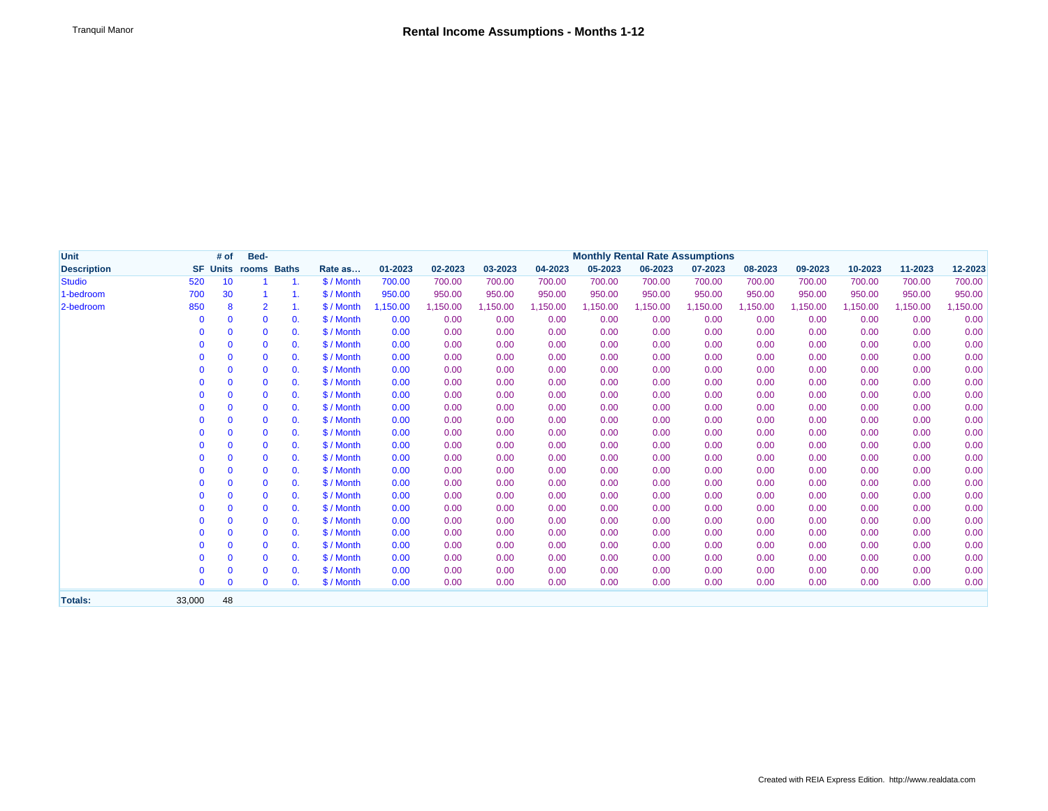Tranquil Manor

# Rental Income Assumptions - Months 1-12

| Unit Description | SF | # of Units | Bed-rooms | Baths | Rate as… | Monthly Rental Rate Assumptions 01-2023 | 02-2023 | 03-2023 | 04-2023 | 05-2023 | 06-2023 | 07-2023 | 08-2023 | 09-2023 | 10-2023 | 11-2023 | 12-2023 |
|---|---|---|---|---|---|---|---|---|---|---|---|---|---|---|---|---|---|
| Studio | 520 | 10 | 1 | 1. | $ / Month | 700.00 | 700.00 | 700.00 | 700.00 | 700.00 | 700.00 | 700.00 | 700.00 | 700.00 | 700.00 | 700.00 | 700.00 |
| 1-bedroom | 700 | 30 | 1 | 1. | $ / Month | 950.00 | 950.00 | 950.00 | 950.00 | 950.00 | 950.00 | 950.00 | 950.00 | 950.00 | 950.00 | 950.00 | 950.00 |
| 2-bedroom | 850 | 8 | 2 | 1. | $ / Month | 1,150.00 | 1,150.00 | 1,150.00 | 1,150.00 | 1,150.00 | 1,150.00 | 1,150.00 | 1,150.00 | 1,150.00 | 1,150.00 | 1,150.00 | 1,150.00 |
| | 0 | 0 | 0 | 0. | $ / Month | 0.00 | 0.00 | 0.00 | 0.00 | 0.00 | 0.00 | 0.00 | 0.00 | 0.00 | 0.00 | 0.00 | 0.00 |
| | 0 | 0 | 0 | 0. | $ / Month | 0.00 | 0.00 | 0.00 | 0.00 | 0.00 | 0.00 | 0.00 | 0.00 | 0.00 | 0.00 | 0.00 | 0.00 |
| | 0 | 0 | 0 | 0. | $ / Month | 0.00 | 0.00 | 0.00 | 0.00 | 0.00 | 0.00 | 0.00 | 0.00 | 0.00 | 0.00 | 0.00 | 0.00 |
| | 0 | 0 | 0 | 0. | $ / Month | 0.00 | 0.00 | 0.00 | 0.00 | 0.00 | 0.00 | 0.00 | 0.00 | 0.00 | 0.00 | 0.00 | 0.00 |
| | 0 | 0 | 0 | 0. | $ / Month | 0.00 | 0.00 | 0.00 | 0.00 | 0.00 | 0.00 | 0.00 | 0.00 | 0.00 | 0.00 | 0.00 | 0.00 |
| | 0 | 0 | 0 | 0. | $ / Month | 0.00 | 0.00 | 0.00 | 0.00 | 0.00 | 0.00 | 0.00 | 0.00 | 0.00 | 0.00 | 0.00 | 0.00 |
| | 0 | 0 | 0 | 0. | $ / Month | 0.00 | 0.00 | 0.00 | 0.00 | 0.00 | 0.00 | 0.00 | 0.00 | 0.00 | 0.00 | 0.00 | 0.00 |
| | 0 | 0 | 0 | 0. | $ / Month | 0.00 | 0.00 | 0.00 | 0.00 | 0.00 | 0.00 | 0.00 | 0.00 | 0.00 | 0.00 | 0.00 | 0.00 |
| | 0 | 0 | 0 | 0. | $ / Month | 0.00 | 0.00 | 0.00 | 0.00 | 0.00 | 0.00 | 0.00 | 0.00 | 0.00 | 0.00 | 0.00 | 0.00 |
| | 0 | 0 | 0 | 0. | $ / Month | 0.00 | 0.00 | 0.00 | 0.00 | 0.00 | 0.00 | 0.00 | 0.00 | 0.00 | 0.00 | 0.00 | 0.00 |
| | 0 | 0 | 0 | 0. | $ / Month | 0.00 | 0.00 | 0.00 | 0.00 | 0.00 | 0.00 | 0.00 | 0.00 | 0.00 | 0.00 | 0.00 | 0.00 |
| | 0 | 0 | 0 | 0. | $ / Month | 0.00 | 0.00 | 0.00 | 0.00 | 0.00 | 0.00 | 0.00 | 0.00 | 0.00 | 0.00 | 0.00 | 0.00 |
| | 0 | 0 | 0 | 0. | $ / Month | 0.00 | 0.00 | 0.00 | 0.00 | 0.00 | 0.00 | 0.00 | 0.00 | 0.00 | 0.00 | 0.00 | 0.00 |
| | 0 | 0 | 0 | 0. | $ / Month | 0.00 | 0.00 | 0.00 | 0.00 | 0.00 | 0.00 | 0.00 | 0.00 | 0.00 | 0.00 | 0.00 | 0.00 |
| | 0 | 0 | 0 | 0. | $ / Month | 0.00 | 0.00 | 0.00 | 0.00 | 0.00 | 0.00 | 0.00 | 0.00 | 0.00 | 0.00 | 0.00 | 0.00 |
| | 0 | 0 | 0 | 0. | $ / Month | 0.00 | 0.00 | 0.00 | 0.00 | 0.00 | 0.00 | 0.00 | 0.00 | 0.00 | 0.00 | 0.00 | 0.00 |
| | 0 | 0 | 0 | 0. | $ / Month | 0.00 | 0.00 | 0.00 | 0.00 | 0.00 | 0.00 | 0.00 | 0.00 | 0.00 | 0.00 | 0.00 | 0.00 |
| | 0 | 0 | 0 | 0. | $ / Month | 0.00 | 0.00 | 0.00 | 0.00 | 0.00 | 0.00 | 0.00 | 0.00 | 0.00 | 0.00 | 0.00 | 0.00 |
| | 0 | 0 | 0 | 0. | $ / Month | 0.00 | 0.00 | 0.00 | 0.00 | 0.00 | 0.00 | 0.00 | 0.00 | 0.00 | 0.00 | 0.00 | 0.00 |
| | 0 | 0 | 0 | 0. | $ / Month | 0.00 | 0.00 | 0.00 | 0.00 | 0.00 | 0.00 | 0.00 | 0.00 | 0.00 | 0.00 | 0.00 | 0.00 |
| | 0 | 0 | 0 | 0. | $ / Month | 0.00 | 0.00 | 0.00 | 0.00 | 0.00 | 0.00 | 0.00 | 0.00 | 0.00 | 0.00 | 0.00 | 0.00 |
| **Totals:** | 33,000 | 48 | | | | | | | | | | | | | | | |

Created with REIA Express Edition. http://www.realdata.com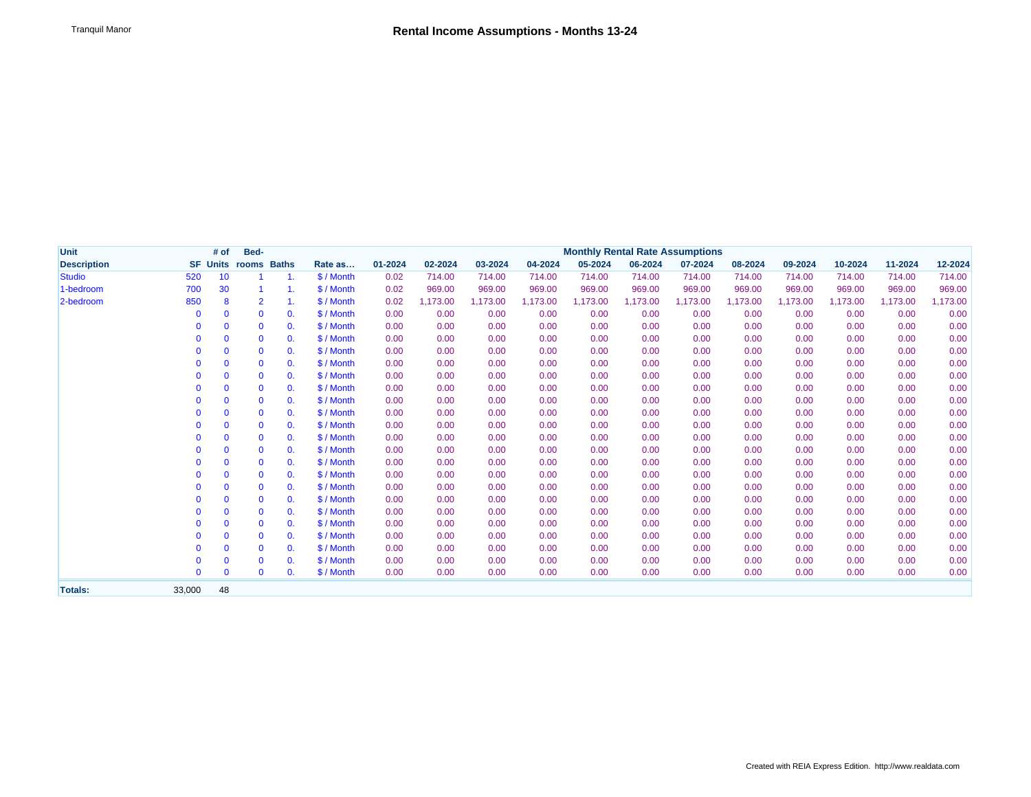Tranquil Manor

# Rental Income Assumptions - Months 13-24

| Unit Description | SF | # of Units | Bed-rooms | Baths | Rate as… | Monthly Rental Rate Assumptions 01-2024 | 02-2024 | 03-2024 | 04-2024 | 05-2024 | 06-2024 | 07-2024 | 08-2024 | 09-2024 | 10-2024 | 11-2024 | 12-2024 |
|---|---|---|---|---|---|---|---|---|---|---|---|---|---|---|---|---|---|
| Studio | 520 | 10 | 1 | 1. | $ / Month | 0.02 | 714.00 | 714.00 | 714.00 | 714.00 | 714.00 | 714.00 | 714.00 | 714.00 | 714.00 | 714.00 | 714.00 |
| 1-bedroom | 700 | 30 | 1 | 1. | $ / Month | 0.02 | 969.00 | 969.00 | 969.00 | 969.00 | 969.00 | 969.00 | 969.00 | 969.00 | 969.00 | 969.00 | 969.00 |
| 2-bedroom | 850 | 8 | 2 | 1. | $ / Month | 0.02 | 1,173.00 | 1,173.00 | 1,173.00 | 1,173.00 | 1,173.00 | 1,173.00 | 1,173.00 | 1,173.00 | 1,173.00 | 1,173.00 | 1,173.00 |
| | 0 | 0 | 0 | 0. | $ / Month | 0.00 | 0.00 | 0.00 | 0.00 | 0.00 | 0.00 | 0.00 | 0.00 | 0.00 | 0.00 | 0.00 | 0.00 |
| | 0 | 0 | 0 | 0. | $ / Month | 0.00 | 0.00 | 0.00 | 0.00 | 0.00 | 0.00 | 0.00 | 0.00 | 0.00 | 0.00 | 0.00 | 0.00 |
| | 0 | 0 | 0 | 0. | $ / Month | 0.00 | 0.00 | 0.00 | 0.00 | 0.00 | 0.00 | 0.00 | 0.00 | 0.00 | 0.00 | 0.00 | 0.00 |
| | 0 | 0 | 0 | 0. | $ / Month | 0.00 | 0.00 | 0.00 | 0.00 | 0.00 | 0.00 | 0.00 | 0.00 | 0.00 | 0.00 | 0.00 | 0.00 |
| | 0 | 0 | 0 | 0. | $ / Month | 0.00 | 0.00 | 0.00 | 0.00 | 0.00 | 0.00 | 0.00 | 0.00 | 0.00 | 0.00 | 0.00 | 0.00 |
| | 0 | 0 | 0 | 0. | $ / Month | 0.00 | 0.00 | 0.00 | 0.00 | 0.00 | 0.00 | 0.00 | 0.00 | 0.00 | 0.00 | 0.00 | 0.00 |
| | 0 | 0 | 0 | 0. | $ / Month | 0.00 | 0.00 | 0.00 | 0.00 | 0.00 | 0.00 | 0.00 | 0.00 | 0.00 | 0.00 | 0.00 | 0.00 |
| | 0 | 0 | 0 | 0. | $ / Month | 0.00 | 0.00 | 0.00 | 0.00 | 0.00 | 0.00 | 0.00 | 0.00 | 0.00 | 0.00 | 0.00 | 0.00 |
| | 0 | 0 | 0 | 0. | $ / Month | 0.00 | 0.00 | 0.00 | 0.00 | 0.00 | 0.00 | 0.00 | 0.00 | 0.00 | 0.00 | 0.00 | 0.00 |
| | 0 | 0 | 0 | 0. | $ / Month | 0.00 | 0.00 | 0.00 | 0.00 | 0.00 | 0.00 | 0.00 | 0.00 | 0.00 | 0.00 | 0.00 | 0.00 |
| | 0 | 0 | 0 | 0. | $ / Month | 0.00 | 0.00 | 0.00 | 0.00 | 0.00 | 0.00 | 0.00 | 0.00 | 0.00 | 0.00 | 0.00 | 0.00 |
| | 0 | 0 | 0 | 0. | $ / Month | 0.00 | 0.00 | 0.00 | 0.00 | 0.00 | 0.00 | 0.00 | 0.00 | 0.00 | 0.00 | 0.00 | 0.00 |
| | 0 | 0 | 0 | 0. | $ / Month | 0.00 | 0.00 | 0.00 | 0.00 | 0.00 | 0.00 | 0.00 | 0.00 | 0.00 | 0.00 | 0.00 | 0.00 |
| | 0 | 0 | 0 | 0. | $ / Month | 0.00 | 0.00 | 0.00 | 0.00 | 0.00 | 0.00 | 0.00 | 0.00 | 0.00 | 0.00 | 0.00 | 0.00 |
| | 0 | 0 | 0 | 0. | $ / Month | 0.00 | 0.00 | 0.00 | 0.00 | 0.00 | 0.00 | 0.00 | 0.00 | 0.00 | 0.00 | 0.00 | 0.00 |
| | 0 | 0 | 0 | 0. | $ / Month | 0.00 | 0.00 | 0.00 | 0.00 | 0.00 | 0.00 | 0.00 | 0.00 | 0.00 | 0.00 | 0.00 | 0.00 |
| | 0 | 0 | 0 | 0. | $ / Month | 0.00 | 0.00 | 0.00 | 0.00 | 0.00 | 0.00 | 0.00 | 0.00 | 0.00 | 0.00 | 0.00 | 0.00 |
| | 0 | 0 | 0 | 0. | $ / Month | 0.00 | 0.00 | 0.00 | 0.00 | 0.00 | 0.00 | 0.00 | 0.00 | 0.00 | 0.00 | 0.00 | 0.00 |
| | 0 | 0 | 0 | 0. | $ / Month | 0.00 | 0.00 | 0.00 | 0.00 | 0.00 | 0.00 | 0.00 | 0.00 | 0.00 | 0.00 | 0.00 | 0.00 |
| | 0 | 0 | 0 | 0. | $ / Month | 0.00 | 0.00 | 0.00 | 0.00 | 0.00 | 0.00 | 0.00 | 0.00 | 0.00 | 0.00 | 0.00 | 0.00 |
| | 0 | 0 | 0 | 0. | $ / Month | 0.00 | 0.00 | 0.00 | 0.00 | 0.00 | 0.00 | 0.00 | 0.00 | 0.00 | 0.00 | 0.00 | 0.00 |
| | 0 | 0 | 0 | 0. | $ / Month | 0.00 | 0.00 | 0.00 | 0.00 | 0.00 | 0.00 | 0.00 | 0.00 | 0.00 | 0.00 | 0.00 | 0.00 |
| **Totals:** | 33,000 | 48 | | | | | | | | | | | | | | | |

Created with REIA Express Edition. http://www.realdata.com